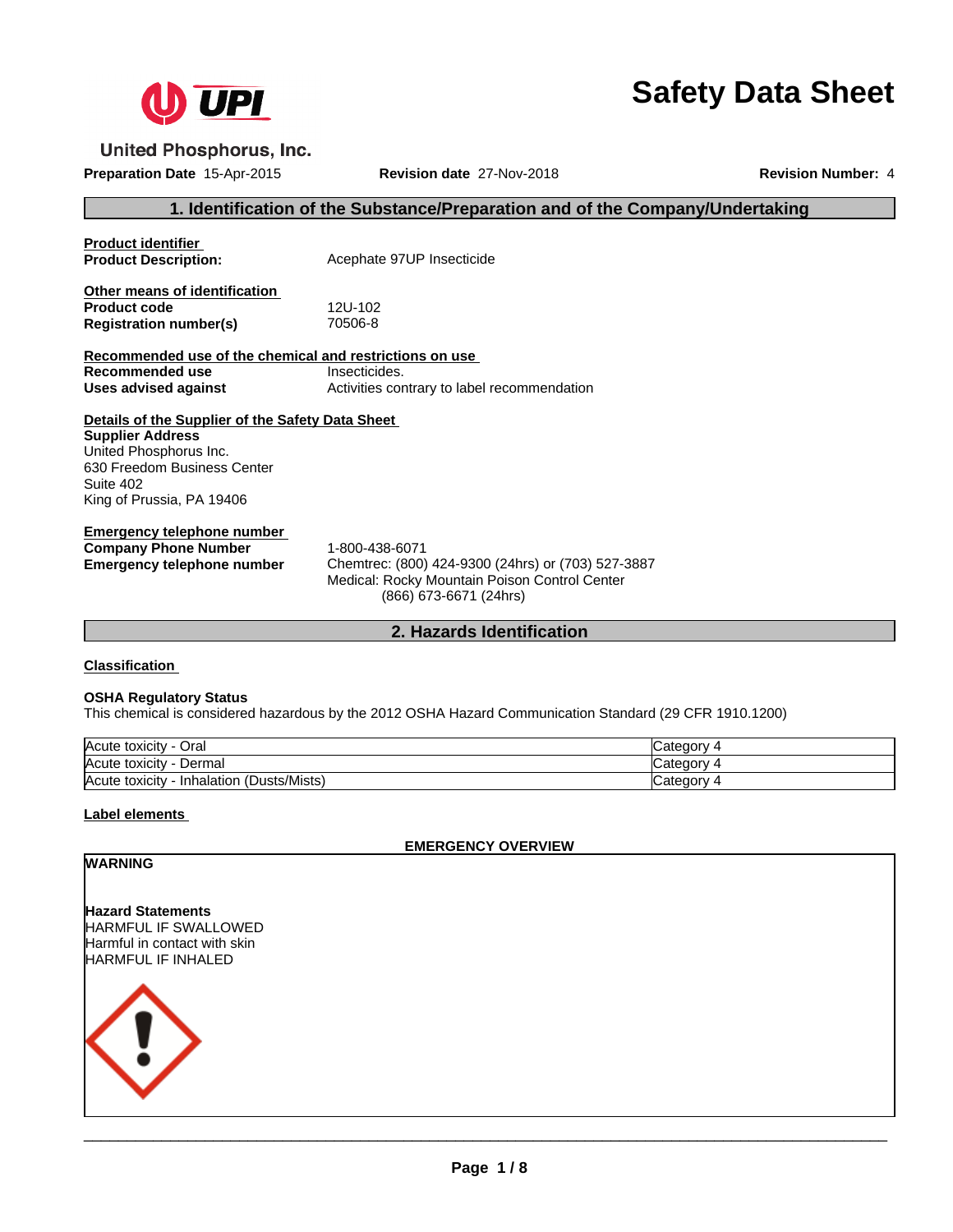United Phosphorus, Inc.

# Safety Data Sheet

**Preparation Date** 15-Apr-2015 **Revision date** 27-Nov-2018 **Revision Number:** 4

## 1. Identification of the Substance/Preparation and of the Company/Undertaking

**Product identifier**

**Product Description:** Acephate 97UP Insecticide

**Other means of identification**

**Product code** 12U-102

**Registration number(s)** 70506-8

**Recommended use of the chemical and restrictions on use**

**Recommended use** Insecticides.

**Uses advised against** Activities contrary to label recommendation

**Details of the Supplier of the Safety Data Sheet**

**Supplier Address**
United Phosphorus Inc.
630 Freedom Business Center
Suite 402
King of Prussia, PA 19406

**Emergency telephone number**

**Company Phone Number** 1-800-438-6071

**Emergency telephone number** Chemtrec: (800) 424-9300 (24hrs) or (703) 527-3887
Medical: Rocky Mountain Poison Control Center
(866) 673-6671 (24hrs)

## 2. Hazards Identification

**Classification**

**OSHA Regulatory Status**
This chemical is considered hazardous by the 2012 OSHA Hazard Communication Standard (29 CFR 1910.1200)

| | |
|---|---|
| Acute toxicity - Oral | Category 4 |
| Acute toxicity - Dermal | Category 4 |
| Acute toxicity - Inhalation (Dusts/Mists) | Category 4 |

**Label elements**

**EMERGENCY OVERVIEW**

**WARNING**

**Hazard Statements**
HARMFUL IF SWALLOWED
Harmful in contact with skin
HARMFUL IF INHALED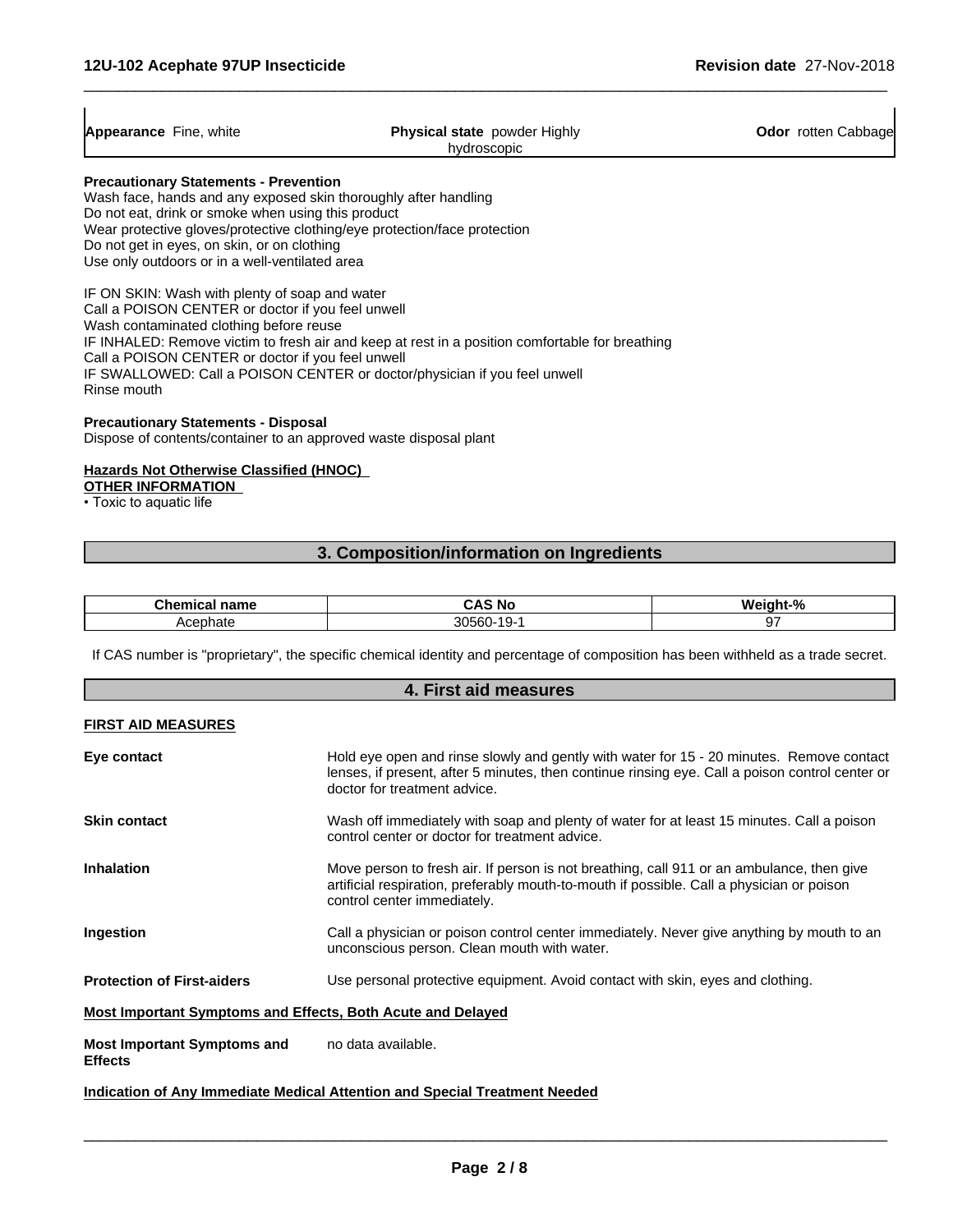| **Appearance** Fine, white | **Physical state** powder Highly hydroscopic | **Odor** rotten Cabbage |
|---|---|---|

**Precautionary Statements - Prevention**

Wash face, hands and any exposed skin thoroughly after handling
Do not eat, drink or smoke when using this product
Wear protective gloves/protective clothing/eye protection/face protection
Do not get in eyes, on skin, or on clothing
Use only outdoors or in a well-ventilated area

IF ON SKIN: Wash with plenty of soap and water
Call a POISON CENTER or doctor if you feel unwell
Wash contaminated clothing before reuse
IF INHALED: Remove victim to fresh air and keep at rest in a position comfortable for breathing
Call a POISON CENTER or doctor if you feel unwell
IF SWALLOWED: Call a POISON CENTER or doctor/physician if you feel unwell
Rinse mouth

**Precautionary Statements - Disposal**

Dispose of contents/container to an approved waste disposal plant

**Hazards Not Otherwise Classified (HNOC)**

**OTHER INFORMATION**

- Toxic to aquatic life

## 3. Composition/information on Ingredients

| Chemical name | CAS No | Weight-% |
|---|---|---|
| Acephate | 30560-19-1 | 97 |

If CAS number is "proprietary", the specific chemical identity and percentage of composition has been withheld as a trade secret.

## 4. First aid measures

**FIRST AID MEASURES**

**Eye contact**
Hold eye open and rinse slowly and gently with water for 15 - 20 minutes. Remove contact lenses, if present, after 5 minutes, then continue rinsing eye. Call a poison control center or doctor for treatment advice.

**Skin contact**
Wash off immediately with soap and plenty of water for at least 15 minutes. Call a poison control center or doctor for treatment advice.

**Inhalation**
Move person to fresh air. If person is not breathing, call 911 or an ambulance, then give artificial respiration, preferably mouth-to-mouth if possible. Call a physician or poison control center immediately.

**Ingestion**
Call a physician or poison control center immediately. Never give anything by mouth to an unconscious person. Clean mouth with water.

**Protection of First-aiders**
Use personal protective equipment. Avoid contact with skin, eyes and clothing.

**Most Important Symptoms and Effects, Both Acute and Delayed**

**Most Important Symptoms and Effects**
no data available.

**Indication of Any Immediate Medical Attention and Special Treatment Needed**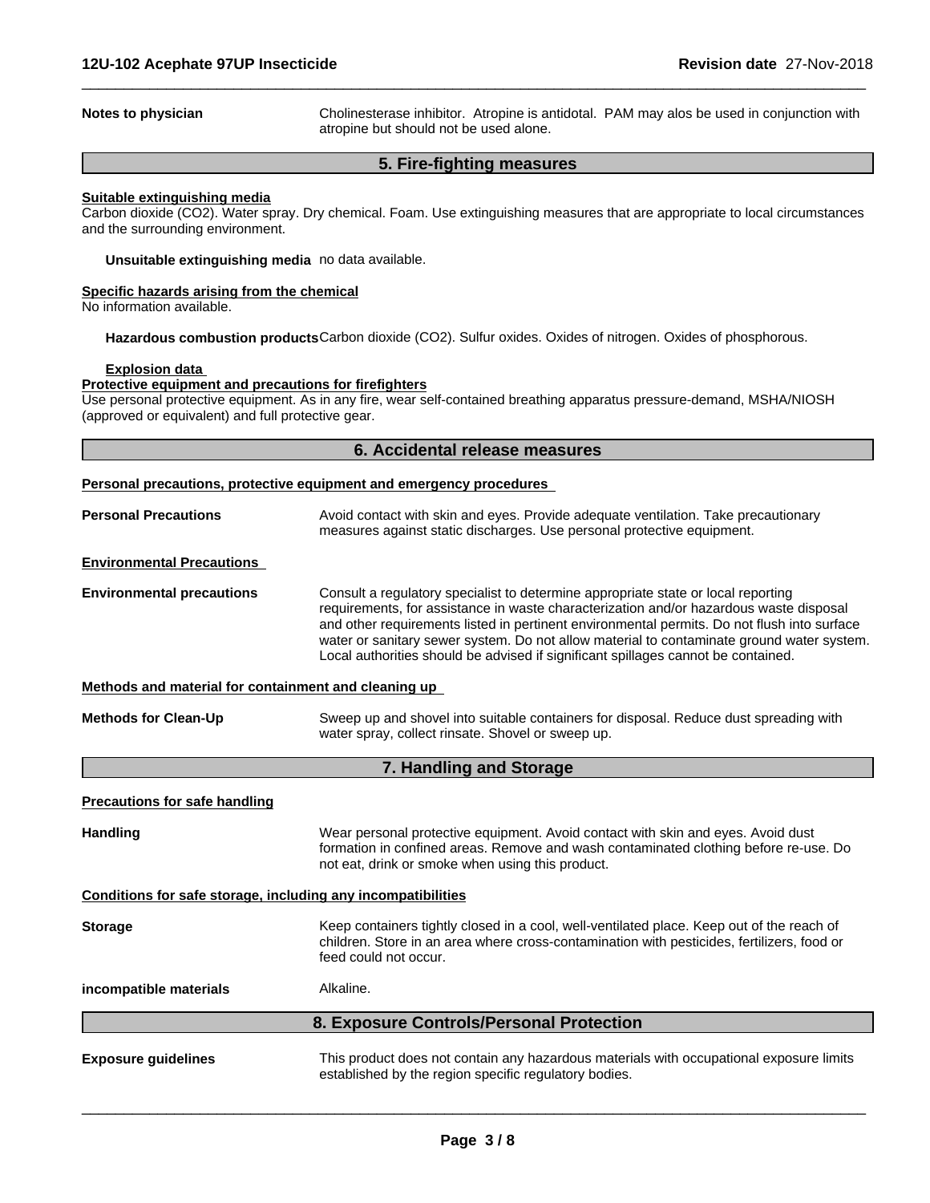**Notes to physician** Cholinesterase inhibitor. Atropine is antidotal. PAM may alos be used in conjunction with atropine but should not be used alone.

## 5. Fire-fighting measures

**Suitable extinguishing media**
Carbon dioxide ($CO_2$). Water spray. Dry chemical. Foam. Use extinguishing measures that are appropriate to local circumstances and the surrounding environment.

**Unsuitable extinguishing media** no data available.

**Specific hazards arising from the chemical**
No information available.

**Hazardous combustion products** Carbon dioxide ($CO_2$). Sulfur oxides. Oxides of nitrogen. Oxides of phosphorous.

**Explosion data**

**Protective equipment and precautions for firefighters**
Use personal protective equipment. As in any fire, wear self-contained breathing apparatus pressure-demand, MSHA/NIOSH (approved or equivalent) and full protective gear.

## 6. Accidental release measures

**Personal precautions, protective equipment and emergency procedures**

**Personal Precautions** Avoid contact with skin and eyes. Provide adequate ventilation. Take precautionary measures against static discharges. Use personal protective equipment.

**Environmental Precautions**

**Environmental precautions** Consult a regulatory specialist to determine appropriate state or local reporting requirements, for assistance in waste characterization and/or hazardous waste disposal and other requirements listed in pertinent environmental permits. Do not flush into surface water or sanitary sewer system. Do not allow material to contaminate ground water system. Local authorities should be advised if significant spillages cannot be contained.

**Methods and material for containment and cleaning up**

**Methods for Clean-Up** Sweep up and shovel into suitable containers for disposal. Reduce dust spreading with water spray, collect rinsate. Shovel or sweep up.

## 7. Handling and Storage

**Precautions for safe handling**

**Handling** Wear personal protective equipment. Avoid contact with skin and eyes. Avoid dust formation in confined areas. Remove and wash contaminated clothing before re-use. Do not eat, drink or smoke when using this product.

**Conditions for safe storage, including any incompatibilities**

**Storage** Keep containers tightly closed in a cool, well-ventilated place. Keep out of the reach of children. Store in an area where cross-contamination with pesticides, fertilizers, food or feed could not occur.

**incompatible materials** Alkaline.

## 8. Exposure Controls/Personal Protection

**Exposure guidelines** This product does not contain any hazardous materials with occupational exposure limits established by the region specific regulatory bodies.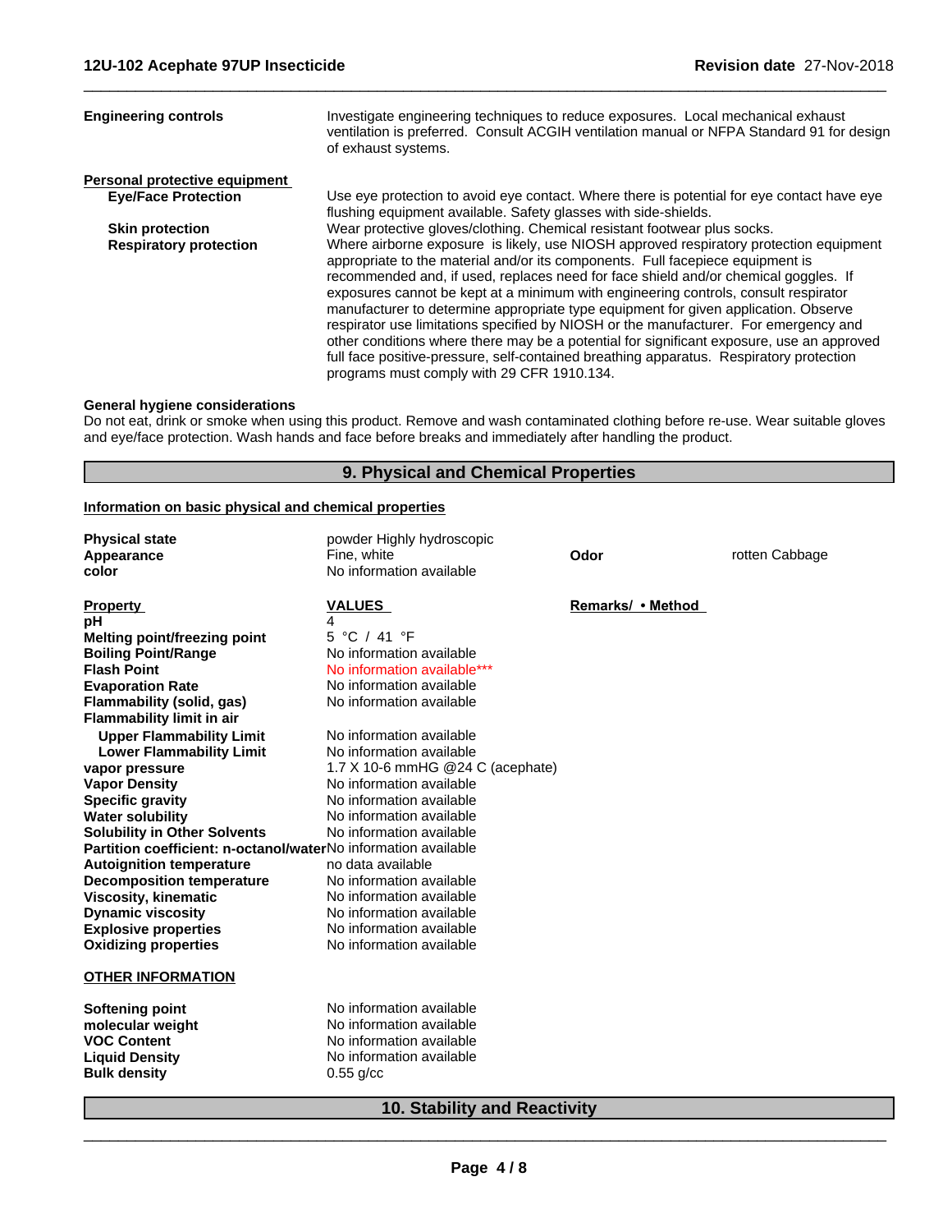| | |
|---|---|
| **Engineering controls** | Investigate engineering techniques to reduce exposures. Local mechanical exhaust ventilation is preferred. Consult ACGIH ventilation manual or NFPA Standard 91 for design of exhaust systems. |

**Personal protective equipment**

| | |
|---|---|
| **Eye/Face Protection** | Use eye protection to avoid eye contact. Where there is potential for eye contact have eye flushing equipment available. Safety glasses with side-shields. |
| **Skin protection** | Wear protective gloves/clothing. Chemical resistant footwear plus socks. |
| **Respiratory protection** | Where airborne exposure is likely, use NIOSH approved respiratory protection equipment appropriate to the material and/or its components. Full facepiece equipment is recommended and, if used, replaces need for face shield and/or chemical goggles. If exposures cannot be kept at a minimum with engineering controls, consult respirator manufacturer to determine appropriate type equipment for given application. Observe respirator use limitations specified by NIOSH or the manufacturer. For emergency and other conditions where there may be a potential for significant exposure, use an approved full face positive-pressure, self-contained breathing apparatus. Respiratory protection programs must comply with 29 CFR 1910.134. |

**General hygiene considerations**

Do not eat, drink or smoke when using this product. Remove and wash contaminated clothing before re-use. Wear suitable gloves and eye/face protection. Wash hands and face before breaks and immediately after handling the product.

## 9. Physical and Chemical Properties

**Information on basic physical and chemical properties**

| | | | |
|---|---|---|---|
| **Physical state** | powder Highly hydroscopic | | |
| **Appearance** | Fine, white | **Odor** | rotten Cabbage |
| **color** | No information available | | |

| **Property** | **VALUES** | **Remarks/ • Method** |
|---|---|---|
| **pH** | 4 | |
| **Melting point/freezing point** | 5 °C / 41 °F | |
| **Boiling Point/Range** | No information available | |
| **Flash Point** | No information available*** | |
| **Evaporation Rate** | No information available | |
| **Flammability (solid, gas)** | No information available | |
| **Flammability limit in air** | | |
| **Upper Flammability Limit** | No information available | |
| **Lower Flammability Limit** | No information available | |
| **vapor pressure** | 1.7 X 10-6 mmHG @24 C (acephate) | |
| **Vapor Density** | No information available | |
| **Specific gravity** | No information available | |
| **Water solubility** | No information available | |
| **Solubility in Other Solvents** | No information available | |
| **Partition coefficient: n-octanol/water** | No information available | |
| **Autoignition temperature** | no data available | |
| **Decomposition temperature** | No information available | |
| **Viscosity, kinematic** | No information available | |
| **Dynamic viscosity** | No information available | |
| **Explosive properties** | No information available | |
| **Oxidizing properties** | No information available | |

**OTHER INFORMATION**

| | |
|---|---|
| **Softening point** | No information available |
| **molecular weight** | No information available |
| **VOC Content** | No information available |
| **Liquid Density** | No information available |
| **Bulk density** | 0.55 g/cc |

## 10. Stability and Reactivity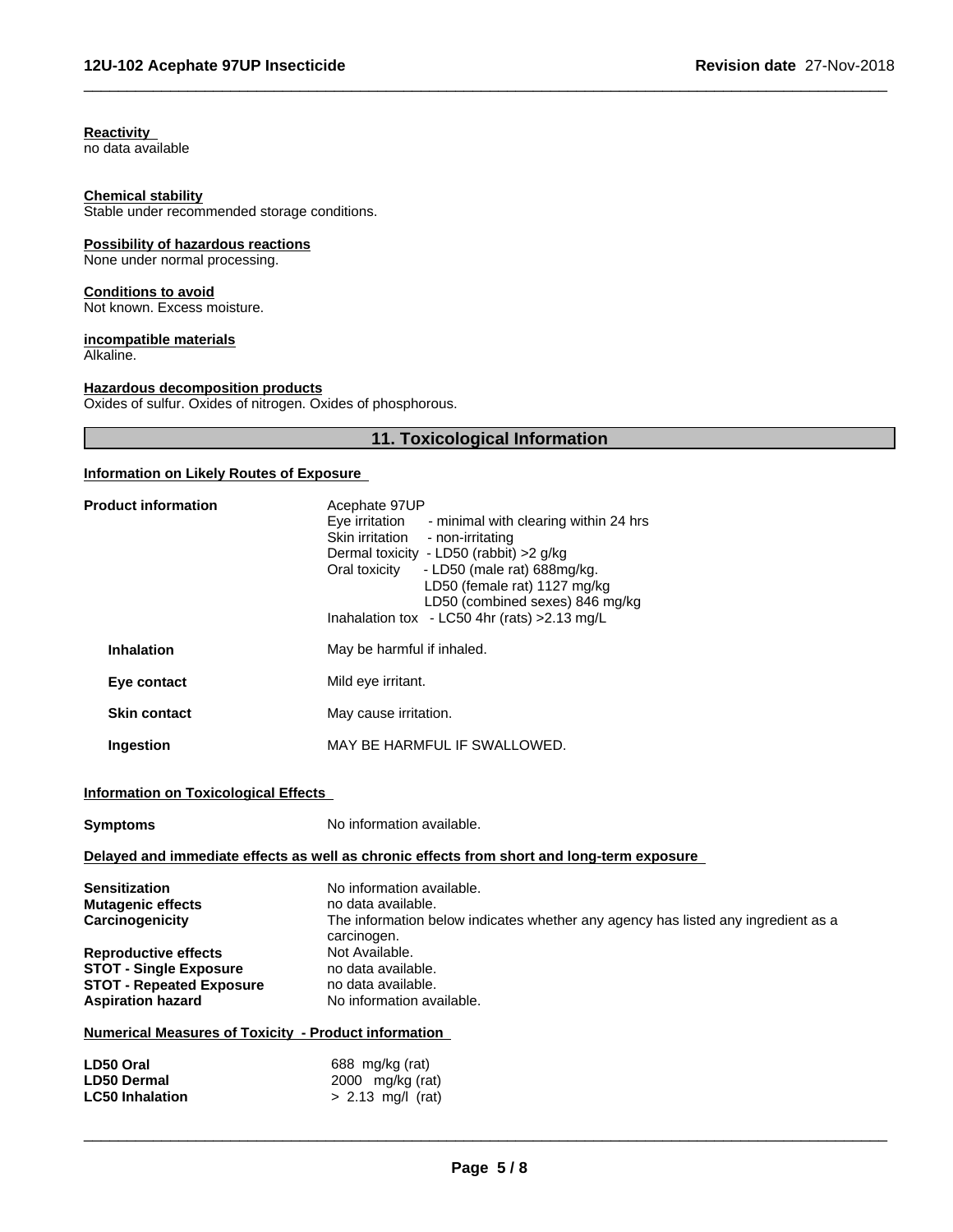**Reactivity**
no data available

**Chemical stability**
Stable under recommended storage conditions.

**Possibility of hazardous reactions**
None under normal processing.

**Conditions to avoid**
Not known. Excess moisture.

**incompatible materials**
Alkaline.

**Hazardous decomposition products**
Oxides of sulfur. Oxides of nitrogen. Oxides of phosphorous.

## 11. Toxicological Information

**Information on Likely Routes of Exposure**

**Product information**

Acephate 97UP
Eye irritation - minimal with clearing within 24 hrs
Skin irritation - non-irritating
Dermal toxicity - LD50 (rabbit) >2 g/kg
Oral toxicity - LD50 (male rat) 688mg/kg.
LD50 (female rat) 1127 mg/kg
LD50 (combined sexes) 846 mg/kg
Inahalation tox - LC50 4hr (rats) >2.13 mg/L

| | |
|---|---|
| **Inhalation** | May be harmful if inhaled. |
| **Eye contact** | Mild eye irritant. |
| **Skin contact** | May cause irritation. |
| **Ingestion** | MAY BE HARMFUL IF SWALLOWED. |

**Information on Toxicological Effects**

**Symptoms** No information available.

**Delayed and immediate effects as well as chronic effects from short and long-term exposure**

| | |
|---|---|
| **Sensitization** | No information available. |
| **Mutagenic effects** | no data available. |
| **Carcinogenicity** | The information below indicates whether any agency has listed any ingredient as a carcinogen. |
| **Reproductive effects** | Not Available. |
| **STOT - Single Exposure** | no data available. |
| **STOT - Repeated Exposure** | no data available. |
| **Aspiration hazard** | No information available. |

**Numerical Measures of Toxicity - Product information**

| | |
|---|---|
| **LD50 Oral** | 688 mg/kg (rat) |
| **LD50 Dermal** | 2000 mg/kg (rat) |
| **LC50 Inhalation** | > 2.13 mg/l (rat) |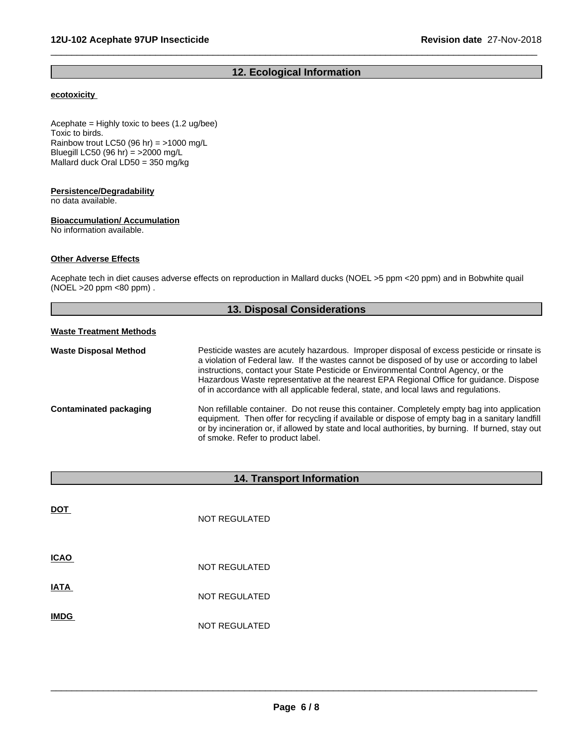## 12. Ecological Information

**ecotoxicity**

Acephate = Highly toxic to bees (1.2 ug/bee)
Toxic to birds.
Rainbow trout LC50 (96 hr) = >1000 mg/L
Bluegill LC50 (96 hr) = >2000 mg/L
Mallard duck Oral LD50 = 350 mg/kg

**Persistence/Degradability**
no data available.

**Bioaccumulation/ Accumulation**
No information available.

**Other Adverse Effects**

Acephate tech in diet causes adverse effects on reproduction in Mallard ducks (NOEL >5 ppm <20 ppm) and in Bobwhite quail (NOEL >20 ppm <80 ppm) .

## 13. Disposal Considerations

**Waste Treatment Methods**

**Waste Disposal Method** Pesticide wastes are acutely hazardous. Improper disposal of excess pesticide or rinsate is a violation of Federal law. If the wastes cannot be disposed of by use or according to label instructions, contact your State Pesticide or Environmental Control Agency, or the Hazardous Waste representative at the nearest EPA Regional Office for guidance. Dispose of in accordance with all applicable federal, state, and local laws and regulations.

**Contaminated packaging** Non refillable container. Do not reuse this container. Completely empty bag into application equipment. Then offer for recycling if available or dispose of empty bag in a sanitary landfill or by incineration or, if allowed by state and local authorities, by burning. If burned, stay out of smoke. Refer to product label.

## 14. Transport Information

**DOT** NOT REGULATED

**ICAO** NOT REGULATED

**IATA** NOT REGULATED

**IMDG** NOT REGULATED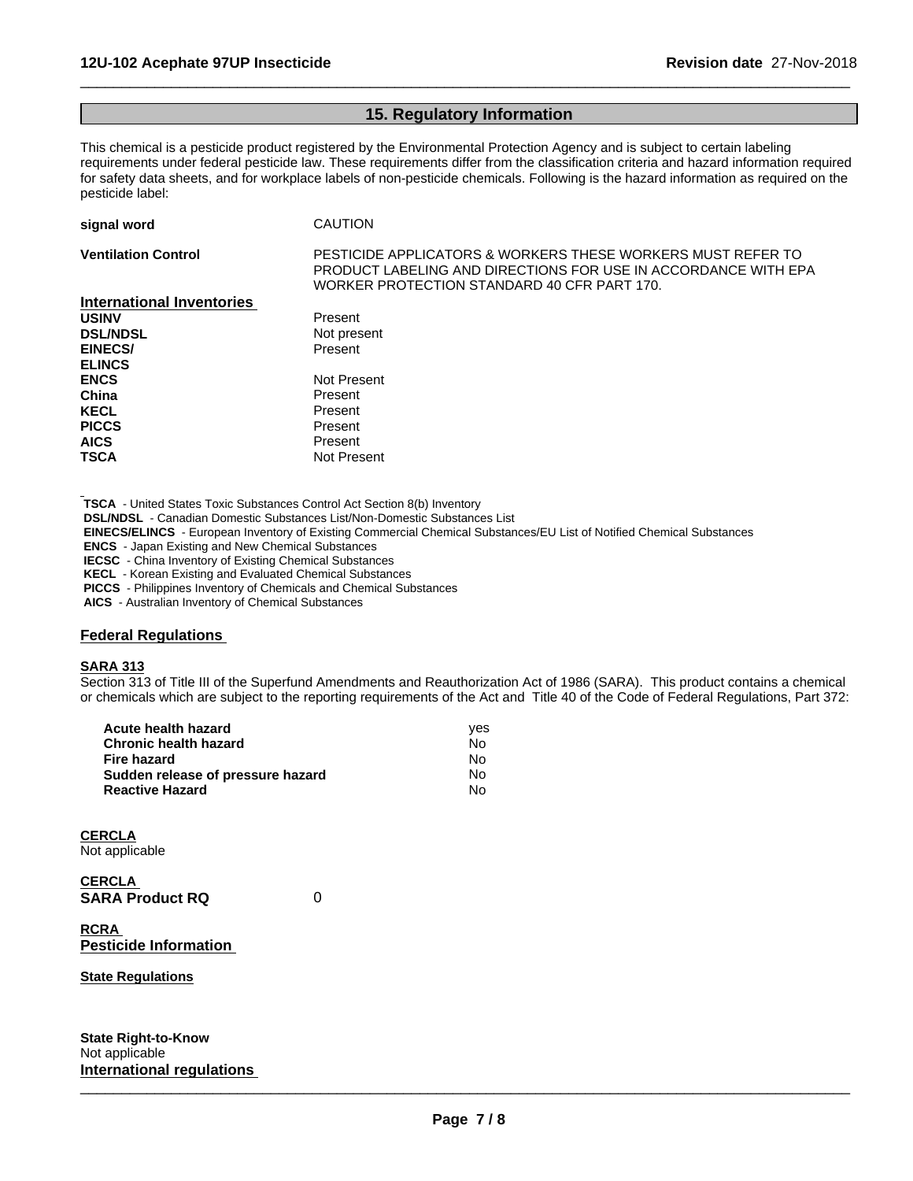## 15. Regulatory Information

This chemical is a pesticide product registered by the Environmental Protection Agency and is subject to certain labeling requirements under federal pesticide law. These requirements differ from the classification criteria and hazard information required for safety data sheets, and for workplace labels of non-pesticide chemicals. Following is the hazard information as required on the pesticide label:

| | |
|---|---|
| **signal word** | CAUTION |
| **Ventilation Control** | PESTICIDE APPLICATORS & WORKERS THESE WORKERS MUST REFER TO PRODUCT LABELING AND DIRECTIONS FOR USE IN ACCORDANCE WITH EPA WORKER PROTECTION STANDARD 40 CFR PART 170. |

### International Inventories

| | |
|---|---|
| **USINV** | Present |
| **DSL/NDSL** | Not present |
| **EINECS/ ELINCS** | Present |
| **ENCS** | Not Present |
| **China** | Present |
| **KECL** | Present |
| **PICCS** | Present |
| **AICS** | Present |
| **TSCA** | Not Present |

**TSCA** - United States Toxic Substances Control Act Section 8(b) Inventory
**DSL/NDSL** - Canadian Domestic Substances List/Non-Domestic Substances List
**EINECS/ELINCS** - European Inventory of Existing Commercial Chemical Substances/EU List of Notified Chemical Substances
**ENCS** - Japan Existing and New Chemical Substances
**IECSC** - China Inventory of Existing Chemical Substances
**KECL** - Korean Existing and Evaluated Chemical Substances
**PICCS** - Philippines Inventory of Chemicals and Chemical Substances
**AICS** - Australian Inventory of Chemical Substances

### Federal Regulations

**SARA 313**
Section 313 of Title III of the Superfund Amendments and Reauthorization Act of 1986 (SARA). This product contains a chemical or chemicals which are subject to the reporting requirements of the Act and Title 40 of the Code of Federal Regulations, Part 372:

| | |
|---|---|
| **Acute health hazard** | yes |
| **Chronic health hazard** | No |
| **Fire hazard** | No |
| **Sudden release of pressure hazard** | No |
| **Reactive Hazard** | No |

**CERCLA**
Not applicable

**CERCLA**
**SARA Product RQ** 0

**RCRA**
**Pesticide Information**

**State Regulations**

**State Right-to-Know**
Not applicable

### International regulations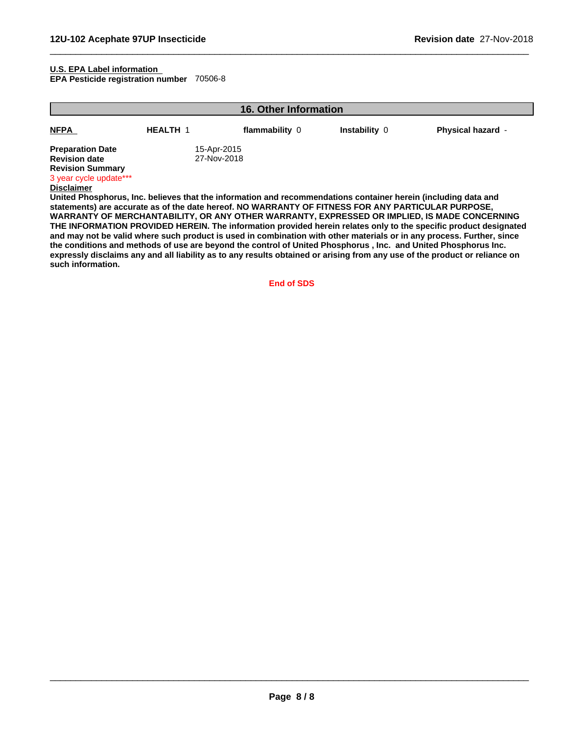**U.S. EPA Label information**

**EPA Pesticide registration number** 70506-8

## 16. Other Information

| **NFPA** | **HEALTH** 1 | **flammability** 0 | **Instability** 0 | **Physical hazard** - |
|---|---|---|---|---|

**Preparation Date** 15-Apr-2015
**Revision date** 27-Nov-2018
**Revision Summary**
3 year cycle update***

**Disclaimer**

**United Phosphorus, Inc. believes that the information and recommendations container herein (including data and statements) are accurate as of the date hereof. NO WARRANTY OF FITNESS FOR ANY PARTICULAR PURPOSE, WARRANTY OF MERCHANTABILITY, OR ANY OTHER WARRANTY, EXPRESSED OR IMPLIED, IS MADE CONCERNING THE INFORMATION PROVIDED HEREIN. The information provided herein relates only to the specific product designated and may not be valid where such product is used in combination with other materials or in any process. Further, since the conditions and methods of use are beyond the control of United Phosphorus , Inc. and United Phosphorus Inc. expressly disclaims any and all liability as to any results obtained or arising from any use of the product or reliance on such information.**

**End of SDS**